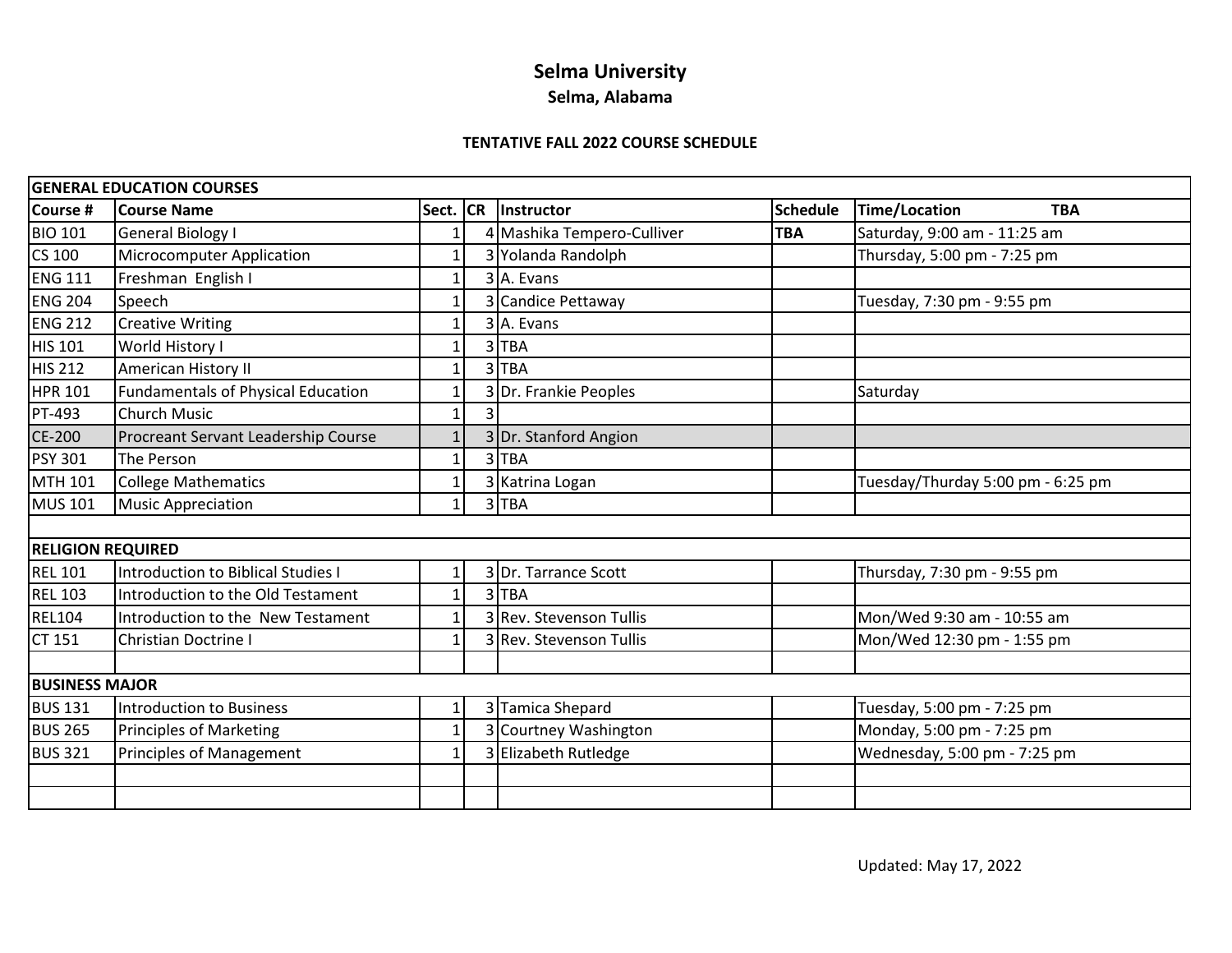# Selma University

## Selma, Alabama

### TENTATIVE FALL 2022 COURSE SCHEDULE

| Course # | Course Name | Sect. | CR | Instructor | Schedule | Time/Location TBA |
|---|---|---|---|---|---|---|
| **GENERAL EDUCATION COURSES** | | | | | | |
| BIO 101 | General Biology I | 1 | 4 | Mashika Tempero-Culliver | **TBA** | Saturday, 9:00 am - 11:25 am |
| CS 100 | Microcomputer Application | 1 | 3 | Yolanda Randolph | | Thursday, 5:00 pm - 7:25 pm |
| ENG 111 | Freshman English I | 1 | 3 | A. Evans | | |
| ENG 204 | Speech | 1 | 3 | Candice Pettaway | | Tuesday, 7:30 pm - 9:55 pm |
| ENG 212 | Creative Writing | 1 | 3 | A. Evans | | |
| HIS 101 | World History I | 1 | 3 | TBA | | |
| HIS 212 | American History II | 1 | 3 | TBA | | |
| HPR 101 | Fundamentals of Physical Education | 1 | 3 | Dr. Frankie Peoples | | Saturday |
| PT-493 | Church Music | 1 | 3 | | | |
| CE-200 | Procreant Servant Leadership Course | 1 | 3 | Dr. Stanford Angion | | |
| PSY 301 | The Person | 1 | 3 | TBA | | |
| MTH 101 | College Mathematics | 1 | 3 | Katrina Logan | | Tuesday/Thurday 5:00 pm - 6:25 pm |
| MUS 101 | Music Appreciation | 1 | 3 | TBA | | |
| | | | | | | |
| **RELIGION REQUIRED** | | | | | | |
| REL 101 | Introduction to Biblical Studies I | 1 | 3 | Dr. Tarrance Scott | | Thursday, 7:30 pm - 9:55 pm |
| REL 103 | Introduction to the Old Testament | 1 | 3 | TBA | | |
| REL104 | Introduction to the New Testament | 1 | 3 | Rev. Stevenson Tullis | | Mon/Wed 9:30 am - 10:55 am |
| CT 151 | Christian Doctrine I | 1 | 3 | Rev. Stevenson Tullis | | Mon/Wed 12:30 pm - 1:55 pm |
| | | | | | | |
| **BUSINESS MAJOR** | | | | | | |
| BUS 131 | Introduction to Business | 1 | 3 | Tamica Shepard | | Tuesday, 5:00 pm - 7:25 pm |
| BUS 265 | Principles of Marketing | 1 | 3 | Courtney Washington | | Monday, 5:00 pm - 7:25 pm |
| BUS 321 | Principles of Management | 1 | 3 | Elizabeth Rutledge | | Wednesday, 5:00 pm - 7:25 pm |

Updated: May 17, 2022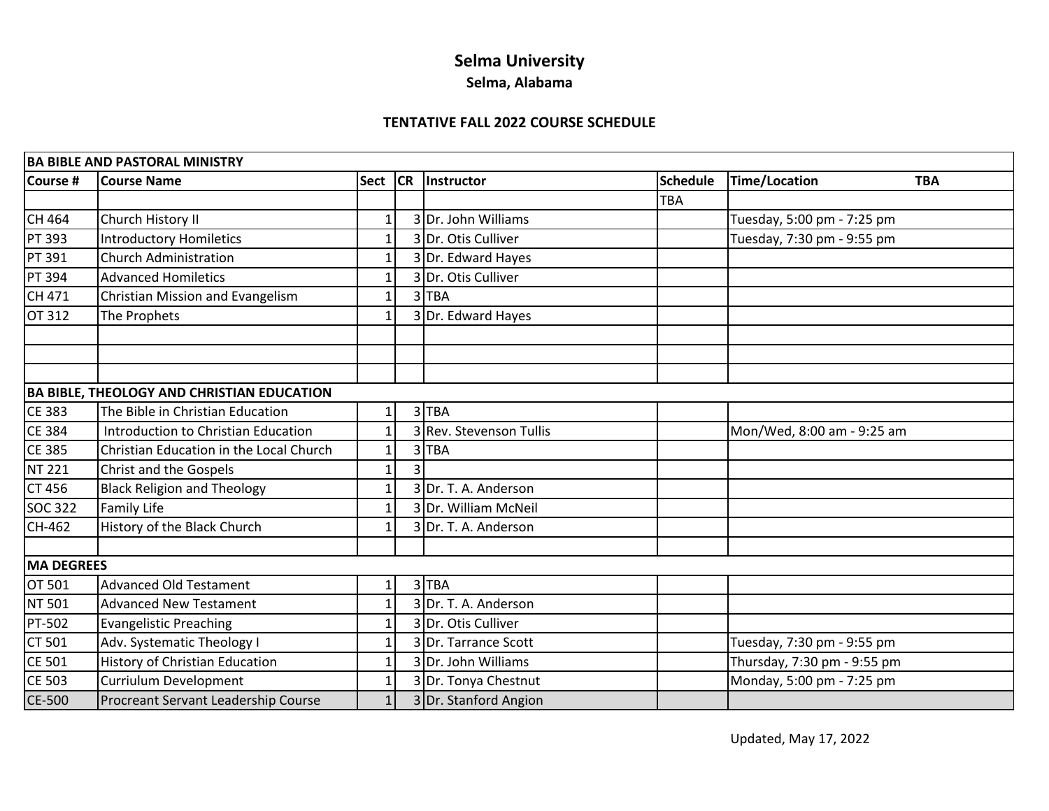# Selma University

## Selma, Alabama

### TENTATIVE FALL 2022 COURSE SCHEDULE

| BA BIBLE AND PASTORAL MINISTRY | | | | | | |
|---|---|---|---|---|---|---|
| **Course #** | **Course Name** | **Sect** | **CR** | **Instructor** | **Schedule** | **Time/Location TBA** |
| | | | | | TBA | |
| CH 464 | Church History II | 1 | 3 | Dr. John Williams | | Tuesday, 5:00 pm - 7:25 pm |
| PT 393 | Introductory Homiletics | 1 | 3 | Dr. Otis Culliver | | Tuesday, 7:30 pm - 9:55 pm |
| PT 391 | Church Administration | 1 | 3 | Dr. Edward Hayes | | |
| PT 394 | Advanced Homiletics | 1 | 3 | Dr. Otis Culliver | | |
| CH 471 | Christian Mission and Evangelism | 1 | 3 | TBA | | |
| OT 312 | The Prophets | 1 | 3 | Dr. Edward Hayes | | |
| | | | | | | |
| | | | | | | |
| | | | | | | |
| **BA BIBLE, THEOLOGY AND CHRISTIAN EDUCATION** | | | | | | |
| CE 383 | The Bible in Christian Education | 1 | 3 | TBA | | |
| CE 384 | Introduction to Christian Education | 1 | 3 | Rev. Stevenson Tullis | | Mon/Wed, 8:00 am - 9:25 am |
| CE 385 | Christian Education in the Local Church | 1 | 3 | TBA | | |
| NT 221 | Christ and the Gospels | 1 | 3 | | | |
| CT 456 | Black Religion and Theology | 1 | 3 | Dr. T. A. Anderson | | |
| SOC 322 | Family Life | 1 | 3 | Dr. William McNeil | | |
| CH-462 | History of the Black Church | 1 | 3 | Dr. T. A. Anderson | | |
| | | | | | | |
| **MA DEGREES** | | | | | | |
| OT 501 | Advanced Old Testament | 1 | 3 | TBA | | |
| NT 501 | Advanced New Testament | 1 | 3 | Dr. T. A. Anderson | | |
| PT-502 | Evangelistic Preaching | 1 | 3 | Dr. Otis Culliver | | |
| CT 501 | Adv. Systematic Theology I | 1 | 3 | Dr. Tarrance Scott | | Tuesday, 7:30 pm - 9:55 pm |
| CE 501 | History of Christian Education | 1 | 3 | Dr. John Williams | | Thursday, 7:30 pm - 9:55 pm |
| CE 503 | Curriulum Development | 1 | 3 | Dr. Tonya Chestnut | | Monday, 5:00 pm - 7:25 pm |
| CE-500 | Procreant Servant Leadership Course | 1 | 3 | Dr. Stanford Angion | | |

Updated, May 17, 2022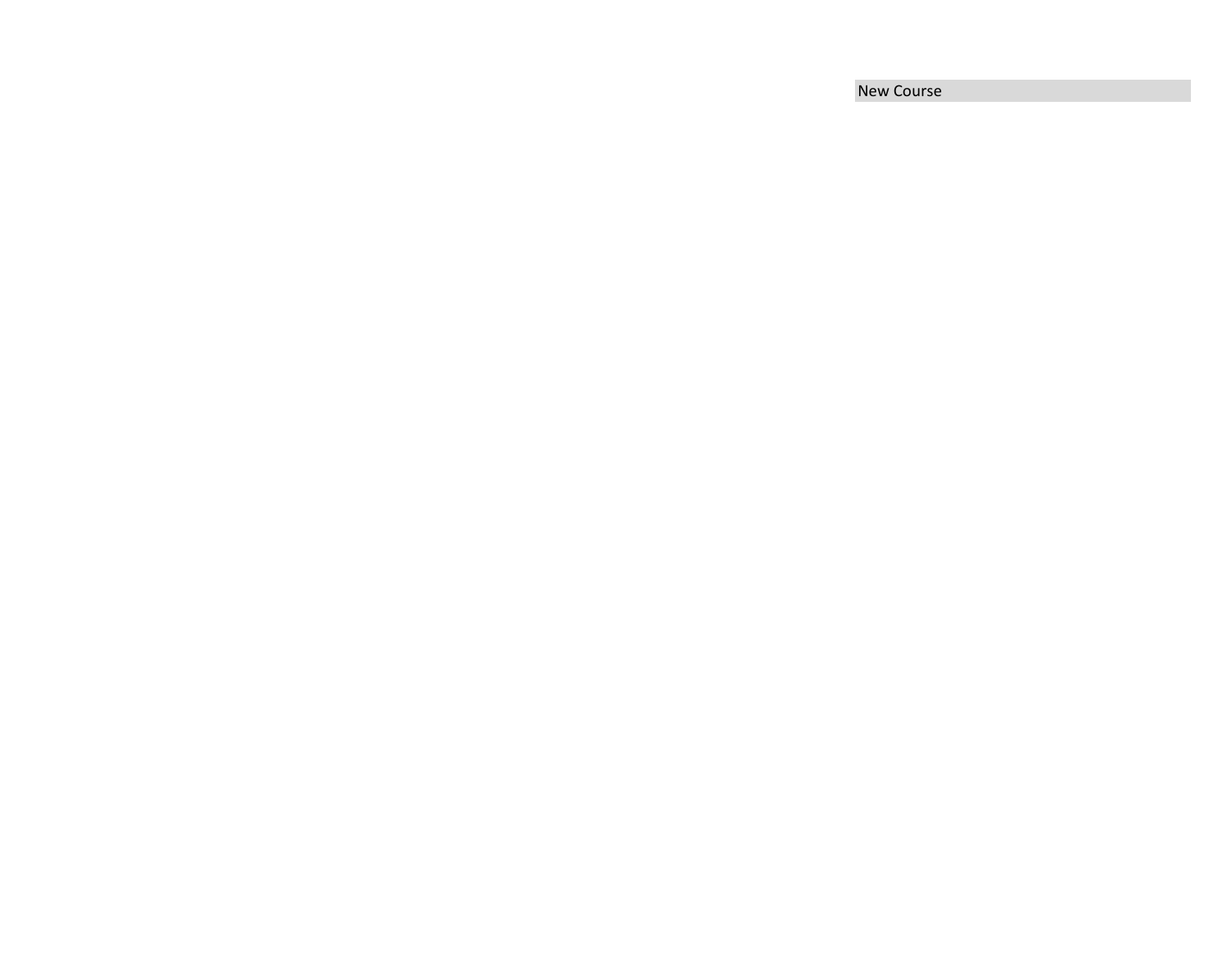New Course